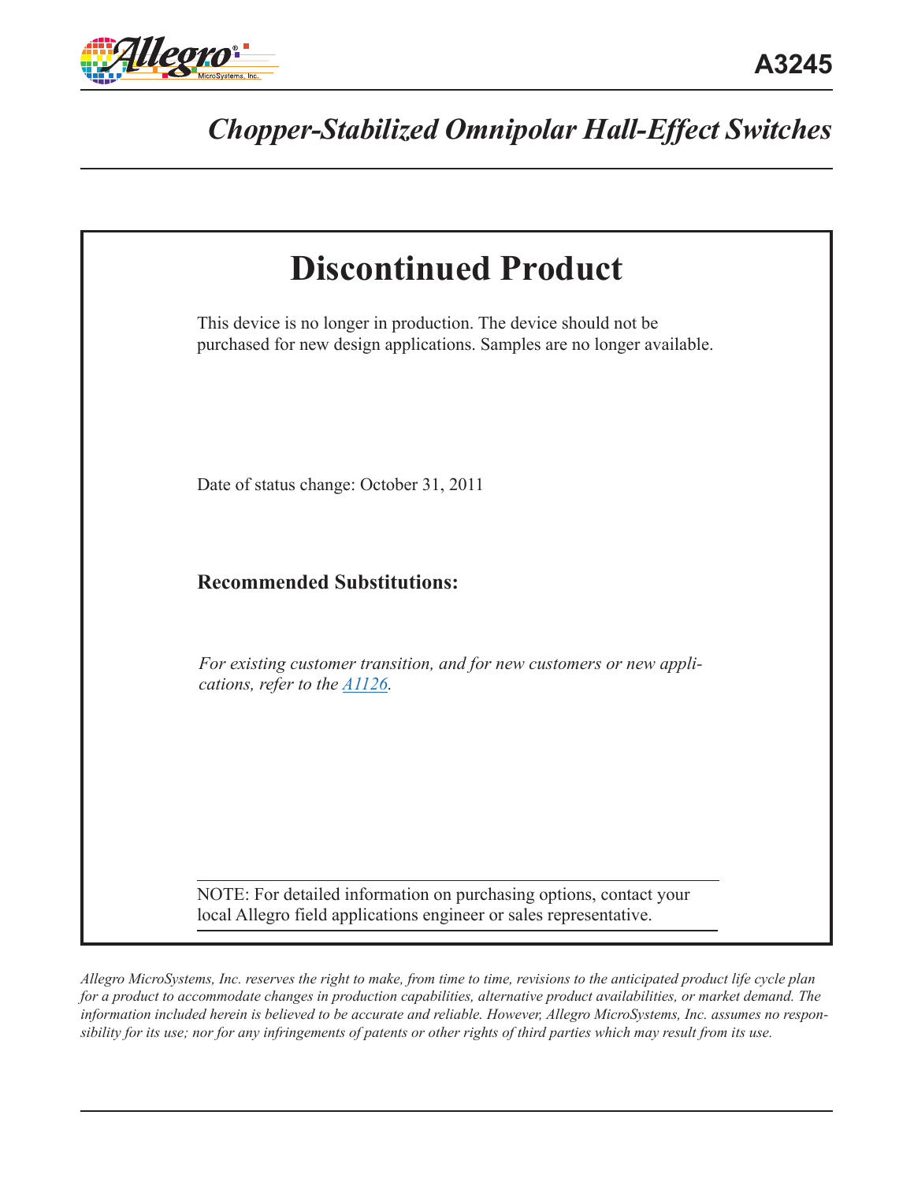# A3245

## *Chopper-Stabilized Omnipolar Hall-Effect Switches*

# Discontinued Product

This device is no longer in production. The device should not be purchased for new design applications. Samples are no longer available.

Date of status change: October 31, 2011

### Recommended Substitutions:

*For existing customer transition, and for new customers or new applications, refer to the A1126.*

NOTE: For detailed information on purchasing options, contact your local Allegro field applications engineer or sales representative.

*Allegro MicroSystems, Inc. reserves the right to make, from time to time, revisions to the anticipated product life cycle plan for a product to accommodate changes in production capabilities, alternative product availabilities, or market demand. The information included herein is believed to be accurate and reliable. However, Allegro MicroSystems, Inc. assumes no responsibility for its use; nor for any infringements of patents or other rights of third parties which may result from its use.*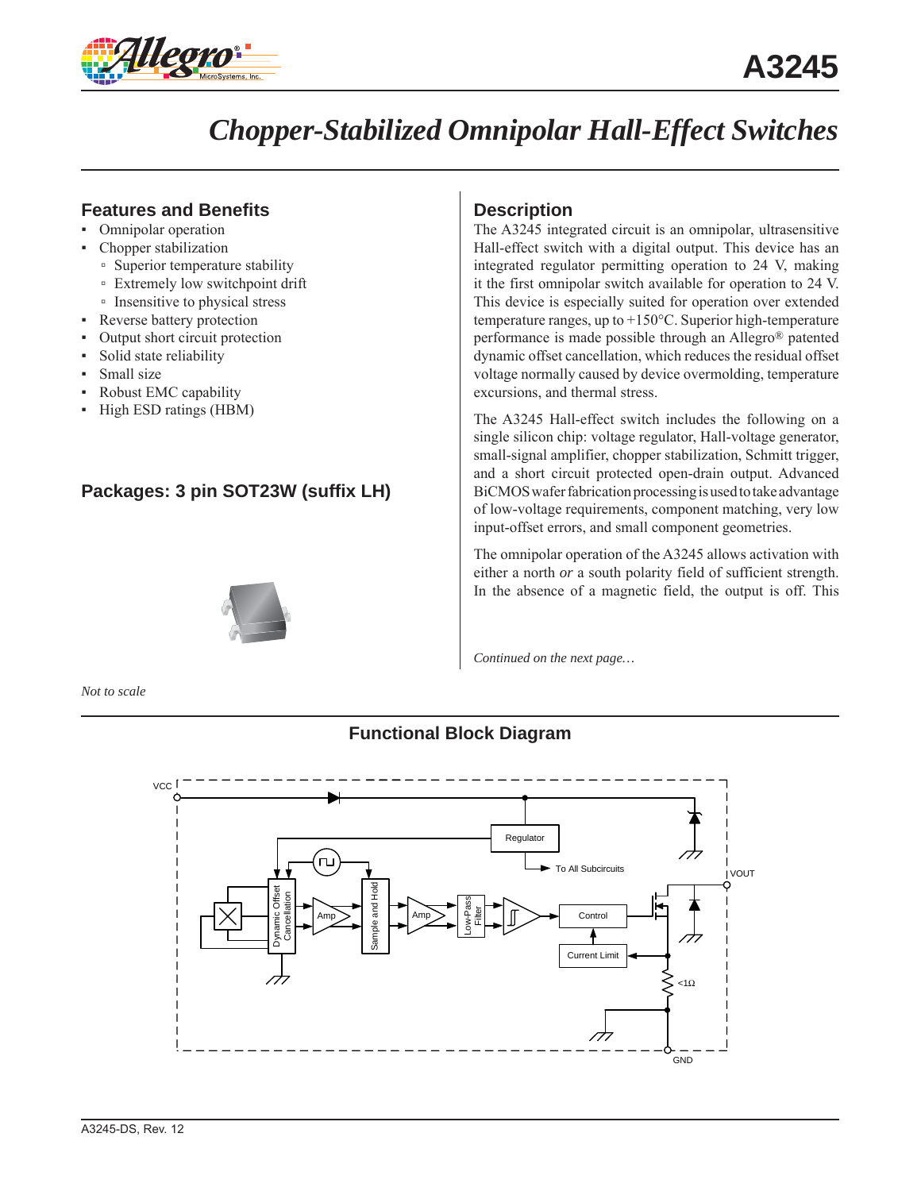# A3245

# *Chopper-Stabilized Omnipolar Hall-Effect Switches*

## Features and Benefits

- Omnipolar operation
- Chopper stabilization
  - Superior temperature stability
  - Extremely low switchpoint drift
  - Insensitive to physical stress
- Reverse battery protection
- Output short circuit protection
- Solid state reliability
- Small size
- Robust EMC capability
- High ESD ratings (HBM)

## Packages: 3 pin SOT23W (suffix LH)

*Not to scale*

## Description

The A3245 integrated circuit is an omnipolar, ultrasensitive Hall-effect switch with a digital output. This device has an integrated regulator permitting operation to 24 V, making it the first omnipolar switch available for operation to 24 V. This device is especially suited for operation over extended temperature ranges, up to +150°C. Superior high-temperature performance is made possible through an Allegro® patented dynamic offset cancellation, which reduces the residual offset voltage normally caused by device overmolding, temperature excursions, and thermal stress.

The A3245 Hall-effect switch includes the following on a single silicon chip: voltage regulator, Hall-voltage generator, small-signal amplifier, chopper stabilization, Schmitt trigger, and a short circuit protected open-drain output. Advanced BiCMOS wafer fabrication processing is used to take advantage of low-voltage requirements, component matching, very low input-offset errors, and small component geometries.

The omnipolar operation of the A3245 allows activation with either a north *or* a south polarity field of sufficient strength. In the absence of a magnetic field, the output is off. This

*Continued on the next page…*

## Functional Block Diagram

A3245-DS, Rev. 12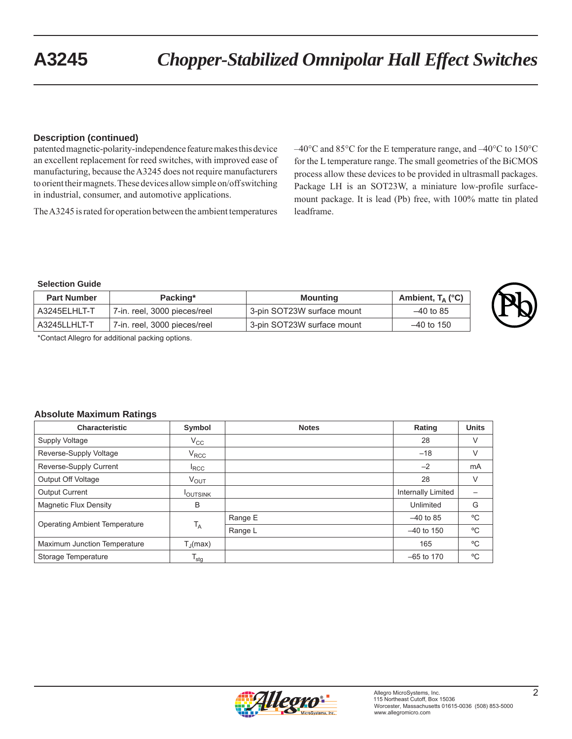## Description (continued)

patented magnetic-polarity-independence feature makes this device an excellent replacement for reed switches, with improved ease of manufacturing, because the A3245 does not require manufacturers to orient their magnets. These devices allow simple on/off switching in industrial, consumer, and automotive applications.

The A3245 is rated for operation between the ambient temperatures –40°C and 85°C for the E temperature range, and –40°C to 150°C for the L temperature range. The small geometries of the BiCMOS process allow these devices to be provided in ultrasmall packages. Package LH is an SOT23W, a miniature low-profile surface-mount package. It is lead (Pb) free, with 100% matte tin plated leadframe.

### Selection Guide

| Part Number | Packing* | Mounting | Ambient, $T_A$ (°C) |
|---|---|---|---|
| A3245ELHLT-T | 7-in. reel, 3000 pieces/reel | 3-pin SOT23W surface mount | –40 to 85 |
| A3245LLHLT-T | 7-in. reel, 3000 pieces/reel | 3-pin SOT23W surface mount | –40 to 150 |

*Contact Allegro for additional packing options.

### Absolute Maximum Ratings

| Characteristic | Symbol | Notes | Rating | Units |
|---|---|---|---|---|
| Supply Voltage | $V_{CC}$ | | 28 | V |
| Reverse-Supply Voltage | $V_{RCC}$ | | –18 | V |
| Reverse-Supply Current | $I_{RCC}$ | | –2 | mA |
| Output Off Voltage | $V_{OUT}$ | | 28 | V |
| Output Current | $I_{OUTSINK}$ | | Internally Limited | – |
| Magnetic Flux Density | B | | Unlimited | G |
| Operating Ambient Temperature | $T_A$ | Range E | –40 to 85 | ºC |
| | | Range L | –40 to 150 | ºC |
| Maximum Junction Temperature | $T_J$(max) | | 165 | ºC |
| Storage Temperature | $T_{stg}$ | | –65 to 170 | ºC |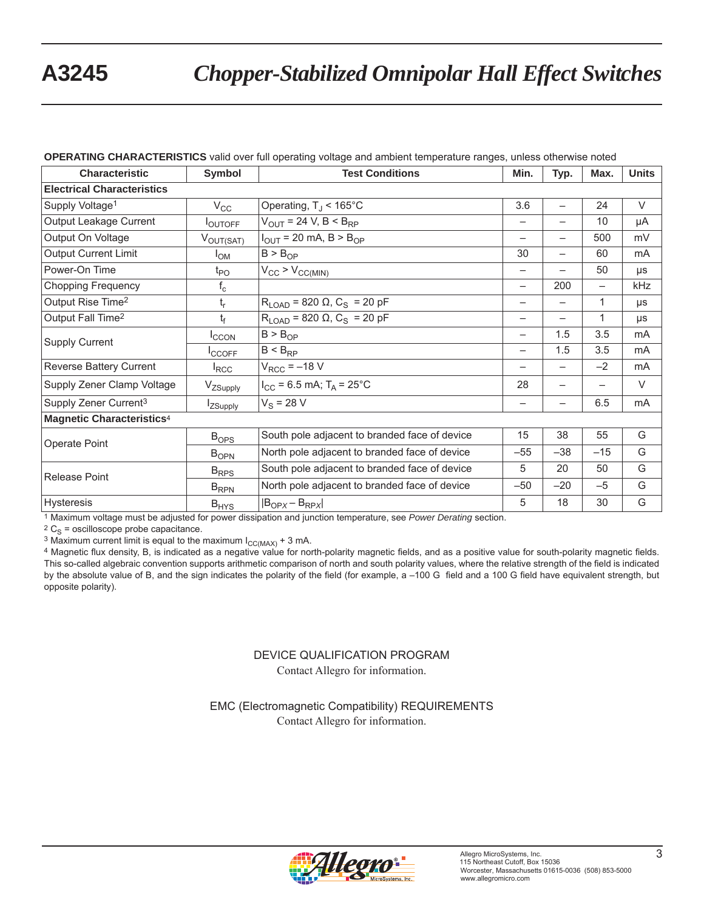**OPERATING CHARACTERISTICS** valid over full operating voltage and ambient temperature ranges, unless otherwise noted

| Characteristic | Symbol | Test Conditions | Min. | Typ. | Max. | Units |
|---|---|---|---|---|---|---|
| **Electrical Characteristics** | | | | | | |
| Supply Voltage[1] | $V_{CC}$ | Operating, $T_J$ < 165°C | 3.6 | – | 24 | V |
| Output Leakage Current | $I_{OUTOFF}$ | $V_{OUT}$ = 24 V, B < $B_{RP}$ | – | – | 10 | μA |
| Output On Voltage | $V_{OUT(SAT)}$ | $I_{OUT}$ = 20 mA, B > $B_{OP}$ | – | – | 500 | mV |
| Output Current Limit | $I_{OM}$ | B > $B_{OP}$ | 30 | – | 60 | mA |
| Power-On Time | $t_{PO}$ | $V_{CC}$ > $V_{CC(MIN)}$ | – | – | 50 | μs |
| Chopping Frequency | $f_c$ | | – | 200 | – | kHz |
| Output Rise Time[2] | $t_r$ | $R_{LOAD}$ = 820 Ω, $C_S$ = 20 pF | – | – | 1 | μs |
| Output Fall Time[2] | $t_f$ | $R_{LOAD}$ = 820 Ω, $C_S$ = 20 pF | – | – | 1 | μs |
| Supply Current | $I_{CCON}$ | B > $B_{OP}$ | – | 1.5 | 3.5 | mA |
| | $I_{CCOFF}$ | B < $B_{RP}$ | – | 1.5 | 3.5 | mA |
| Reverse Battery Current | $I_{RCC}$ | $V_{RCC}$ = –18 V | – | – | –2 | mA |
| Supply Zener Clamp Voltage | $V_{ZSupply}$ | $I_{CC}$ = 6.5 mA; $T_A$ = 25°C | 28 | – | – | V |
| Supply Zener Current[3] | $I_{ZSupply}$ | $V_S$ = 28 V | – | – | 6.5 | mA |
| **Magnetic Characteristics**[4] | | | | | | |
| Operate Point | $B_{OPS}$ | South pole adjacent to branded face of device | 15 | 38 | 55 | G |
| | $B_{OPN}$ | North pole adjacent to branded face of device | –55 | –38 | –15 | G |
| Release Point | $B_{RPS}$ | South pole adjacent to branded face of device | 5 | 20 | 50 | G |
| | $B_{RPN}$ | North pole adjacent to branded face of device | –50 | –20 | –5 | G |
| Hysteresis | $B_{HYS}$ | $\|B_{OPx} – B_{RPx}\|$ | 5 | 18 | 30 | G |

[1] Maximum voltage must be adjusted for power dissipation and junction temperature, see *Power Derating* section.

[2] $C_S$ = oscilloscope probe capacitance.

[3] Maximum current limit is equal to the maximum $I_{CC(MAX)}$ + 3 mA.

[4] Magnetic flux density, B, is indicated as a negative value for north-polarity magnetic fields, and as a positive value for south-polarity magnetic fields. This so-called algebraic convention supports arithmetic comparison of north and south polarity values, where the relative strength of the field is indicated by the absolute value of B, and the sign indicates the polarity of the field (for example, a –100 G field and a 100 G field have equivalent strength, but opposite polarity).

DEVICE QUALIFICATION PROGRAM

Contact Allegro for information.

EMC (Electromagnetic Compatibility) REQUIREMENTS

Contact Allegro for information.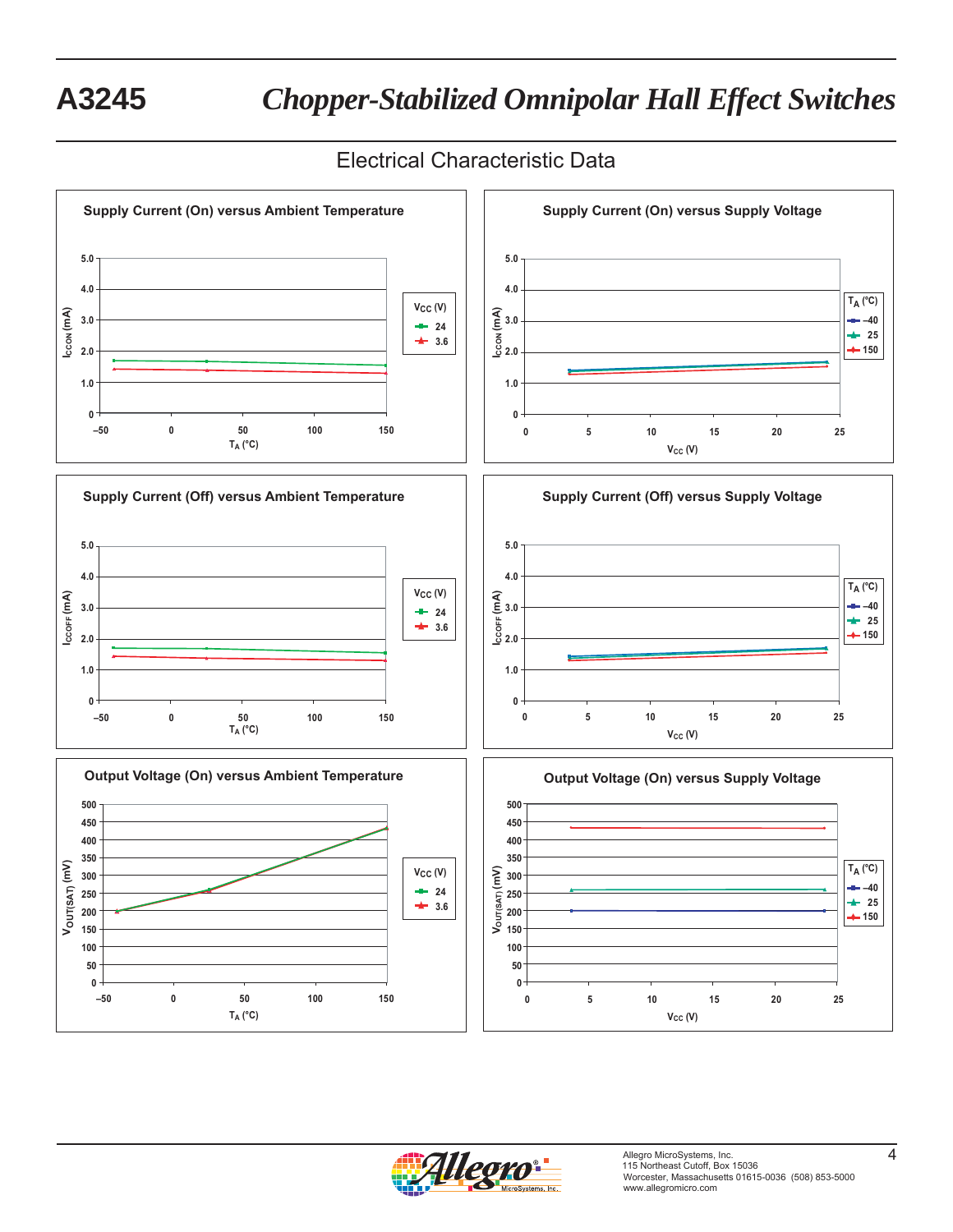## Electrical Characteristic Data

**Supply Current (On) versus Ambient Temperature**

**Supply Current (On) versus Supply Voltage**

**Supply Current (Off) versus Ambient Temperature**

**Supply Current (Off) versus Supply Voltage**

**Output Voltage (On) versus Ambient Temperature**

**Output Voltage (On) versus Supply Voltage**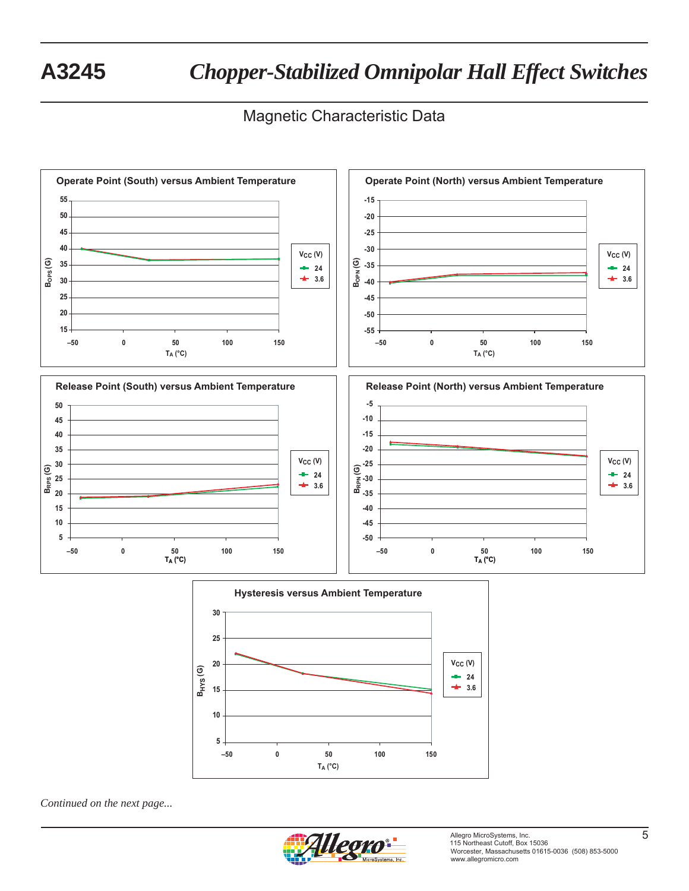## Magnetic Characteristic Data

**Operate Point (South) versus Ambient Temperature**

$B_{OPS}$ (G) vs. $T_A$ (°C); $V_{CC}$ (V): 24, 3.6

**Operate Point (North) versus Ambient Temperature**

$B_{OPN}$ (G) vs. $T_A$ (°C); $V_{CC}$ (V): 24, 3.6

**Release Point (South) versus Ambient Temperature**

$B_{RPS}$ (G) vs. $T_A$ (°C); $V_{CC}$ (V): 24, 3.6

**Release Point (North) versus Ambient Temperature**

$B_{RPN}$ (G) vs. $T_A$ (°C); $V_{CC}$ (V): 24, 3.6

**Hysteresis versus Ambient Temperature**

$B_{HYS}$ (G) vs. $T_A$ (°C); $V_{CC}$ (V): 24, 3.6

*Continued on the next page...*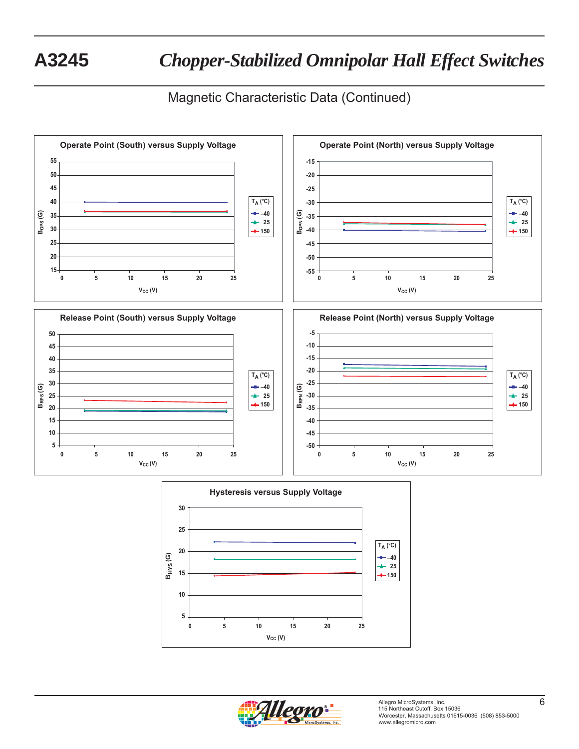## Magnetic Characteristic Data (Continued)

**Operate Point (South) versus Supply Voltage**

$B_{OPS}$ (G) vs $V_{CC}$ (V); $T_A$ (°C): –40, 25, 150

**Operate Point (North) versus Supply Voltage**

$B_{OPN}$ (G) vs $V_{CC}$ (V); $T_A$ (°C): –40, 25, 150

**Release Point (South) versus Supply Voltage**

$B_{RPS}$ (G) vs $V_{CC}$ (V); $T_A$ (°C): –40, 25, 150

**Release Point (North) versus Supply Voltage**

$B_{RPN}$ (G) vs $V_{CC}$ (V); $T_A$ (°C): –40, 25, 150

**Hysteresis versus Supply Voltage**

$B_{HYS}$ (G) vs $V_{CC}$ (V); $T_A$ (°C): –40, 25, 150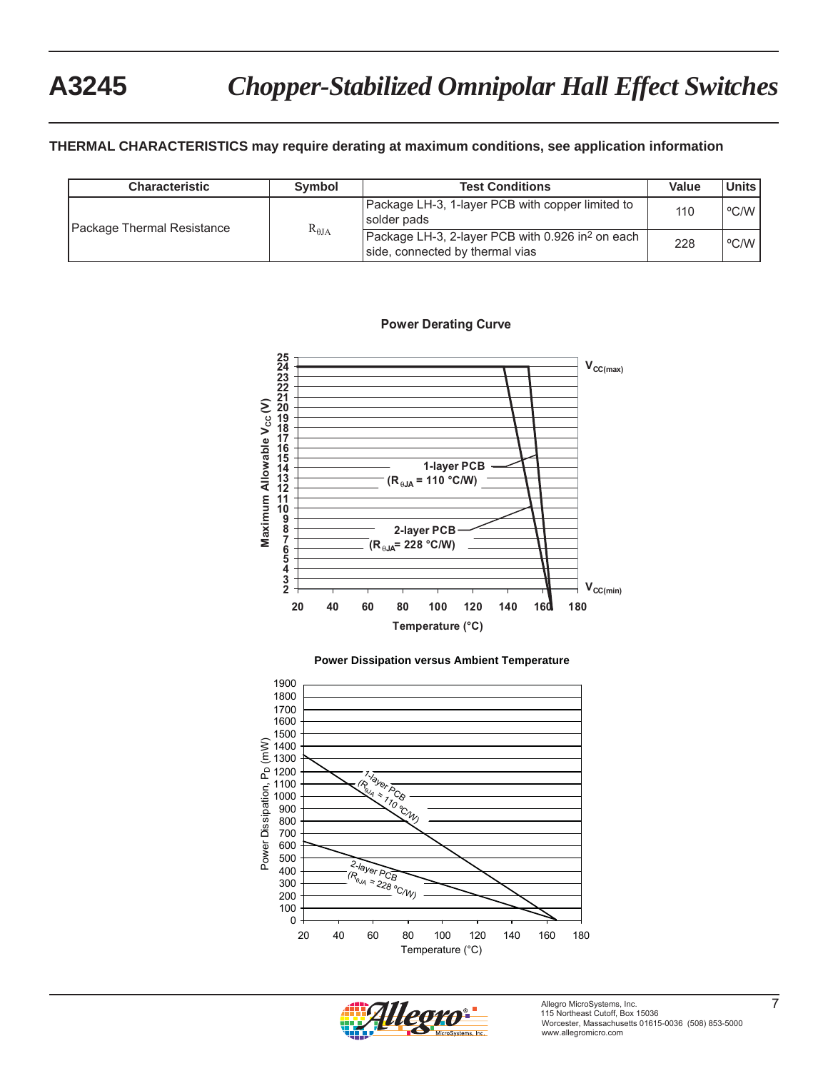**THERMAL CHARACTERISTICS may require derating at maximum conditions, see application information**

| Characteristic | Symbol | Test Conditions | Value | Units |
|---|---|---|---|---|
| Package Thermal Resistance | $R_{\theta JA}$ | Package LH-3, 1-layer PCB with copper limited to solder pads | 110 | ºC/W |
| | | Package LH-3, 2-layer PCB with 0.926 in$^2$ on each side, connected by thermal vias | 228 | ºC/W |

**Power Derating Curve**

**Power Dissipation versus Ambient Temperature**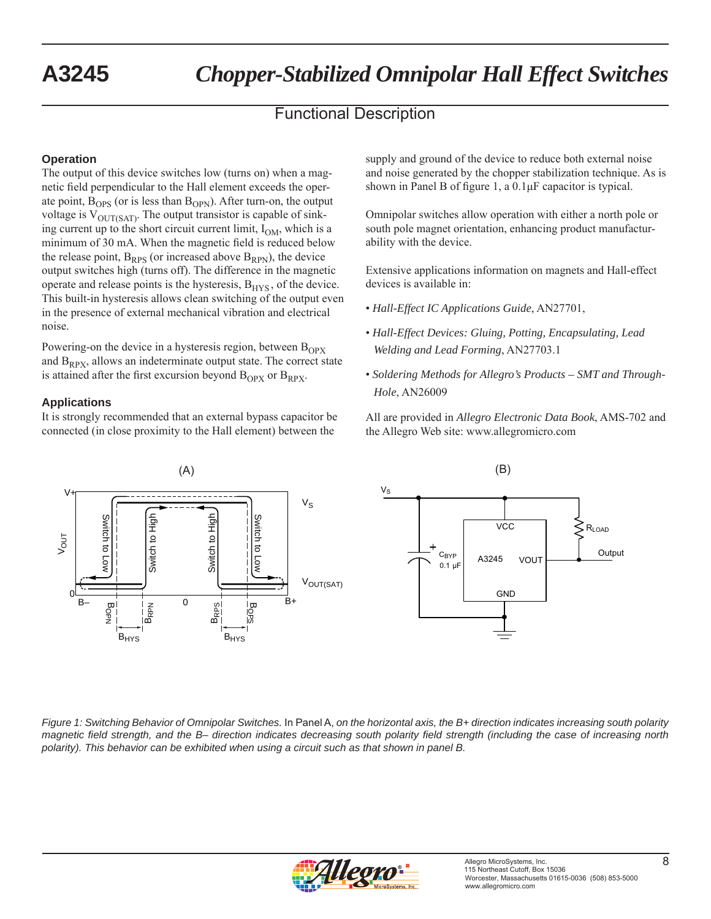## Functional Description

### Operation

The output of this device switches low (turns on) when a magnetic field perpendicular to the Hall element exceeds the operate point, $B_{OPS}$ (or is less than $B_{OPN}$). After turn-on, the output voltage is $V_{OUT(SAT)}$. The output transistor is capable of sinking current up to the short circuit current limit, $I_{OM}$, which is a minimum of 30 mA. When the magnetic field is reduced below the release point, $B_{RPS}$ (or increased above $B_{RPN}$), the device output switches high (turns off). The difference in the magnetic operate and release points is the hysteresis, $B_{HYS}$, of the device. This built-in hysteresis allows clean switching of the output even in the presence of external mechanical vibration and electrical noise.

Powering-on the device in a hysteresis region, between $B_{OPX}$ and $B_{RPX}$, allows an indeterminate output state. The correct state is attained after the first excursion beyond $B_{OPX}$ or $B_{RPX}$.

### Applications

It is strongly recommended that an external bypass capacitor be connected (in close proximity to the Hall element) between the supply and ground of the device to reduce both external noise and noise generated by the chopper stabilization technique. As is shown in Panel B of figure 1, a 0.1µF capacitor is typical.

Omnipolar switches allow operation with either a north pole or south pole magnet orientation, enhancing product manufacturability with the device.

Extensive applications information on magnets and Hall-effect devices is available in:

- *Hall-Effect IC Applications Guide*, AN27701,
- *Hall-Effect Devices: Gluing, Potting, Encapsulating, Lead Welding and Lead Forming*, AN27703.1
- *Soldering Methods for Allegro's Products – SMT and Through-Hole*, AN26009

All are provided in *Allegro Electronic Data Book*, AMS-702 and the Allegro Web site: www.allegromicro.com

*Figure 1: Switching Behavior of Omnipolar Switches.* In Panel A, *on the horizontal axis, the B+ direction indicates increasing south polarity magnetic field strength, and the B– direction indicates decreasing south polarity field strength (including the case of increasing north polarity). This behavior can be exhibited when using a circuit such as that shown in panel B.*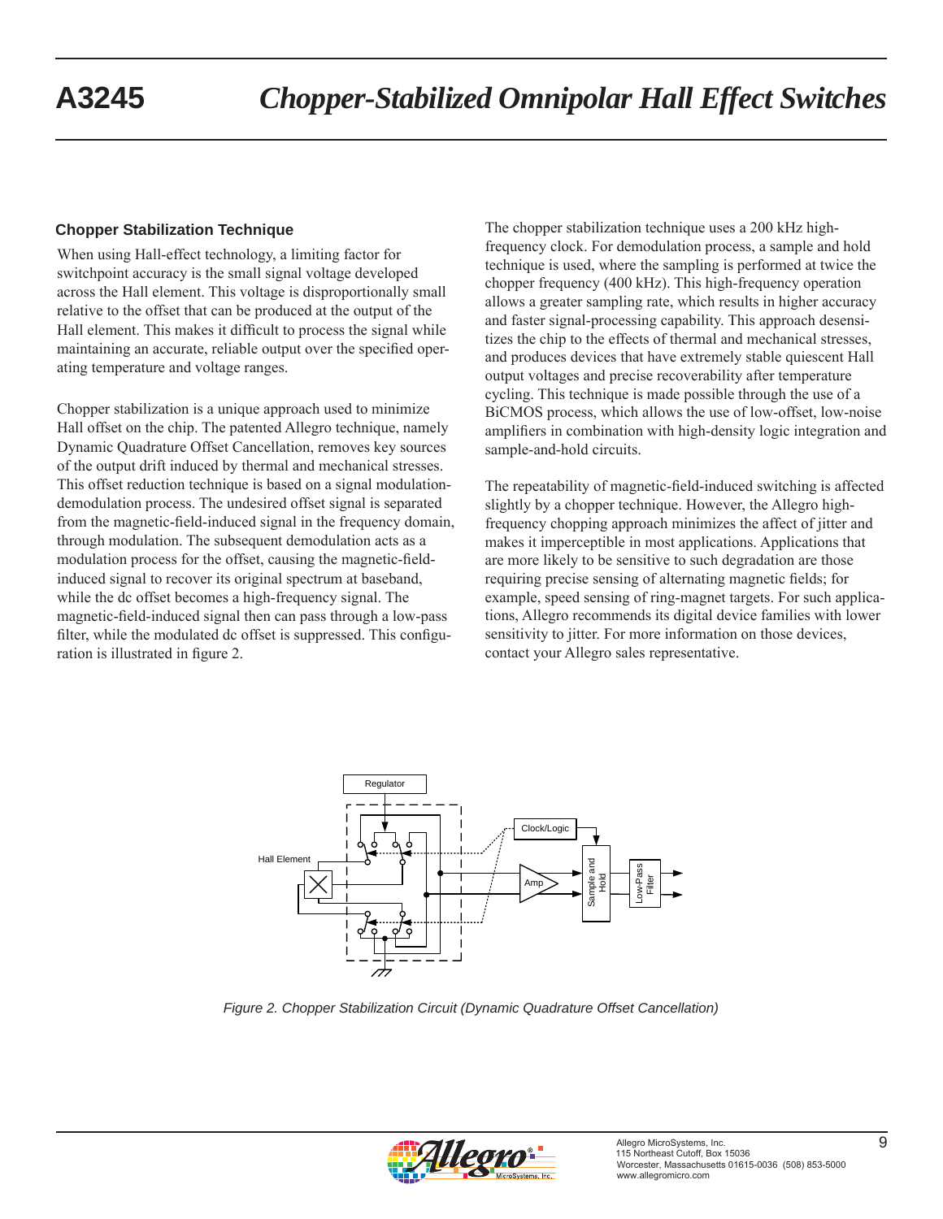## Chopper Stabilization Technique

When using Hall-effect technology, a limiting factor for switchpoint accuracy is the small signal voltage developed across the Hall element. This voltage is disproportionally small relative to the offset that can be produced at the output of the Hall element. This makes it difficult to process the signal while maintaining an accurate, reliable output over the specified operating temperature and voltage ranges.

Chopper stabilization is a unique approach used to minimize Hall offset on the chip. The patented Allegro technique, namely Dynamic Quadrature Offset Cancellation, removes key sources of the output drift induced by thermal and mechanical stresses. This offset reduction technique is based on a signal modulation-demodulation process. The undesired offset signal is separated from the magnetic-field-induced signal in the frequency domain, through modulation. The subsequent demodulation acts as a modulation process for the offset, causing the magnetic-field-induced signal to recover its original spectrum at baseband, while the dc offset becomes a high-frequency signal. The magnetic-field-induced signal then can pass through a low-pass filter, while the modulated dc offset is suppressed. This configuration is illustrated in figure 2.

The chopper stabilization technique uses a 200 kHz high-frequency clock. For demodulation process, a sample and hold technique is used, where the sampling is performed at twice the chopper frequency (400 kHz). This high-frequency operation allows a greater sampling rate, which results in higher accuracy and faster signal-processing capability. This approach desensitizes the chip to the effects of thermal and mechanical stresses, and produces devices that have extremely stable quiescent Hall output voltages and precise recoverability after temperature cycling. This technique is made possible through the use of a BiCMOS process, which allows the use of low-offset, low-noise amplifiers in combination with high-density logic integration and sample-and-hold circuits.

The repeatability of magnetic-field-induced switching is affected slightly by a chopper technique. However, the Allegro high-frequency chopping approach minimizes the affect of jitter and makes it imperceptible in most applications. Applications that are more likely to be sensitive to such degradation are those requiring precise sensing of alternating magnetic fields; for example, speed sensing of ring-magnet targets. For such applications, Allegro recommends its digital device families with lower sensitivity to jitter. For more information on those devices, contact your Allegro sales representative.

*Figure 2. Chopper Stabilization Circuit (Dynamic Quadrature Offset Cancellation)*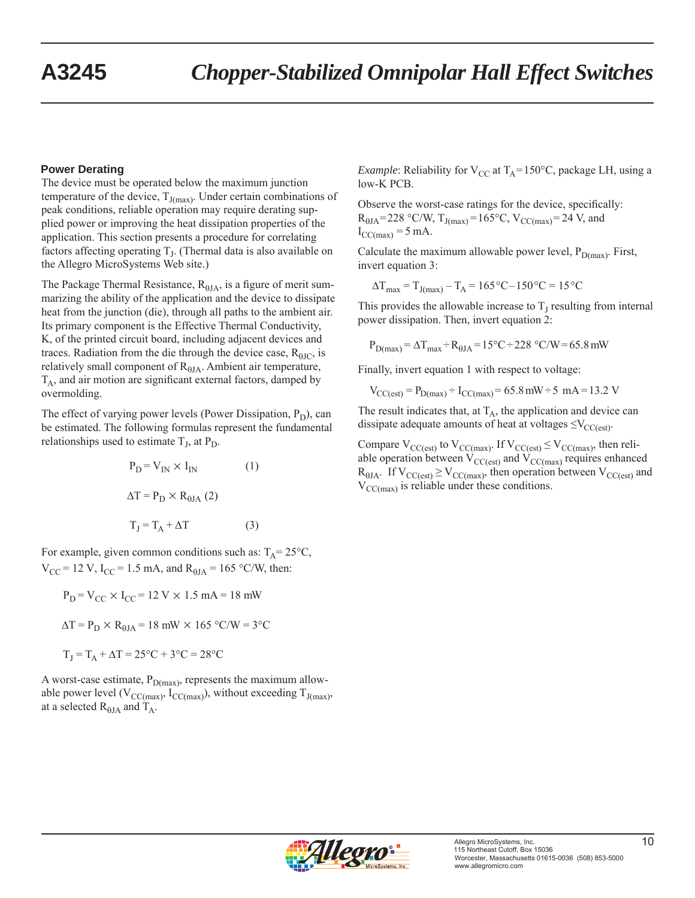## Power Derating

The device must be operated below the maximum junction temperature of the device, $T_{J(max)}$. Under certain combinations of peak conditions, reliable operation may require derating supplied power or improving the heat dissipation properties of the application. This section presents a procedure for correlating factors affecting operating $T_J$. (Thermal data is also available on the Allegro MicroSystems Web site.)

The Package Thermal Resistance, $R_{\theta JA}$, is a figure of merit summarizing the ability of the application and the device to dissipate heat from the junction (die), through all paths to the ambient air. Its primary component is the Effective Thermal Conductivity, K, of the printed circuit board, including adjacent devices and traces. Radiation from the die through the device case, $R_{\theta JC}$, is relatively small component of $R_{\theta JA}$. Ambient air temperature, $T_A$, and air motion are significant external factors, damped by overmolding.

The effect of varying power levels (Power Dissipation, $P_D$), can be estimated. The following formulas represent the fundamental relationships used to estimate $T_J$, at $P_D$.

$$P_D = V_{IN} \times I_{IN} \quad (1)$$

$$\Delta T = P_D \times R_{\theta JA} \quad (2)$$

$$T_J = T_A + \Delta T \quad (3)$$

For example, given common conditions such as: $T_A$= 25°C, $V_{CC}$ = 12 V, $I_{CC}$ = 1.5 mA, and $R_{\theta JA}$ = 165 °C/W, then:

$$P_D = V_{CC} \times I_{CC} = 12 \text{ V} \times 1.5 \text{ mA} = 18 \text{ mW}$$

$$\Delta T = P_D \times R_{\theta JA} = 18 \text{ mW} \times 165 \text{ °C/W} = 3\text{°C}$$

$$T_J = T_A + \Delta T = 25\text{°C} + 3\text{°C} = 28\text{°C}$$

A worst-case estimate, $P_{D(max)}$, represents the maximum allowable power level ($V_{CC(max)}$, $I_{CC(max)}$), without exceeding $T_{J(max)}$, at a selected $R_{\theta JA}$ and $T_A$.

*Example*: Reliability for $V_{CC}$ at $T_A$=150°C, package LH, using a low-K PCB.

Observe the worst-case ratings for the device, specifically: $R_{\theta JA}$=228 °C/W, $T_{J(max)}$=165°C, $V_{CC(max)}$= 24 V, and $I_{CC(max)}$ = 5 mA.

Calculate the maximum allowable power level, $P_{D(max)}$. First, invert equation 3:

$$\Delta T_{max} = T_{J(max)} - T_A = 165\text{°C} - 150\text{°C} = 15\text{°C}$$

This provides the allowable increase to $T_J$ resulting from internal power dissipation. Then, invert equation 2:

$$P_{D(max)} = \Delta T_{max} \div R_{\theta JA} = 15\text{°C} \div 228 \text{ °C/W} = 65.8 \text{ mW}$$

Finally, invert equation 1 with respect to voltage:

$$V_{CC(est)} = P_{D(max)} \div I_{CC(max)} = 65.8 \text{ mW} \div 5 \text{ mA} = 13.2 \text{ V}$$

The result indicates that, at $T_A$, the application and device can dissipate adequate amounts of heat at voltages $\leq V_{CC(est)}$.

Compare $V_{CC(est)}$ to $V_{CC(max)}$. If $V_{CC(est)} \leq V_{CC(max)}$, then reliable operation between $V_{CC(est)}$ and $V_{CC(max)}$ requires enhanced $R_{\theta JA}$. If $V_{CC(est)} \geq V_{CC(max)}$, then operation between $V_{CC(est)}$ and $V_{CC(max)}$ is reliable under these conditions.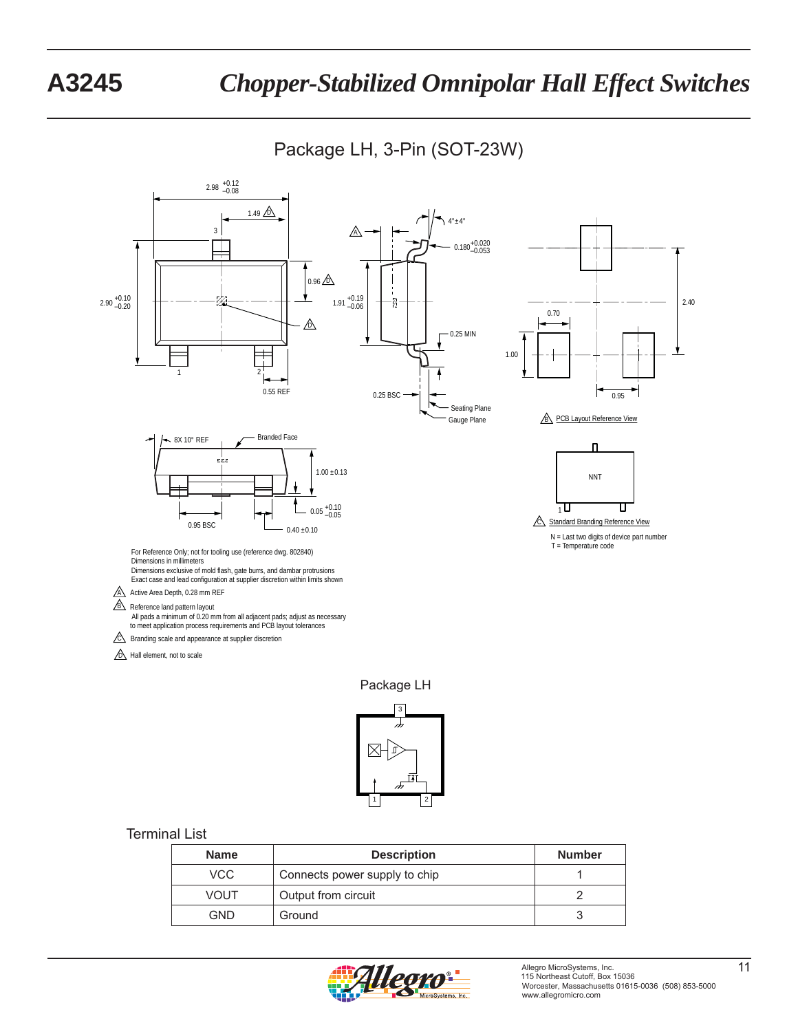## Package LH, 3-Pin (SOT-23W)

For Reference Only; not for tooling use (reference dwg. 802840)
Dimensions in millimeters
Dimensions exclusive of mold flash, gate burrs, and dambar protrusions
Exact case and lead configuration at supplier discretion within limits shown

A Active Area Depth, 0.28 mm REF

B Reference land pattern layout
All pads a minimum of 0.20 mm from all adjacent pads; adjust as necessary to meet application process requirements and PCB layout tolerances

C Branding scale and appearance at supplier discretion

D Hall element, not to scale

B PCB Layout Reference View

C Standard Branding Reference View

N = Last two digits of device part number
T = Temperature code

Package LH

### Terminal List

| Name | Description | Number |
|---|---|---|
| VCC | Connects power supply to chip | 1 |
| VOUT | Output from circuit | 2 |
| GND | Ground | 3 |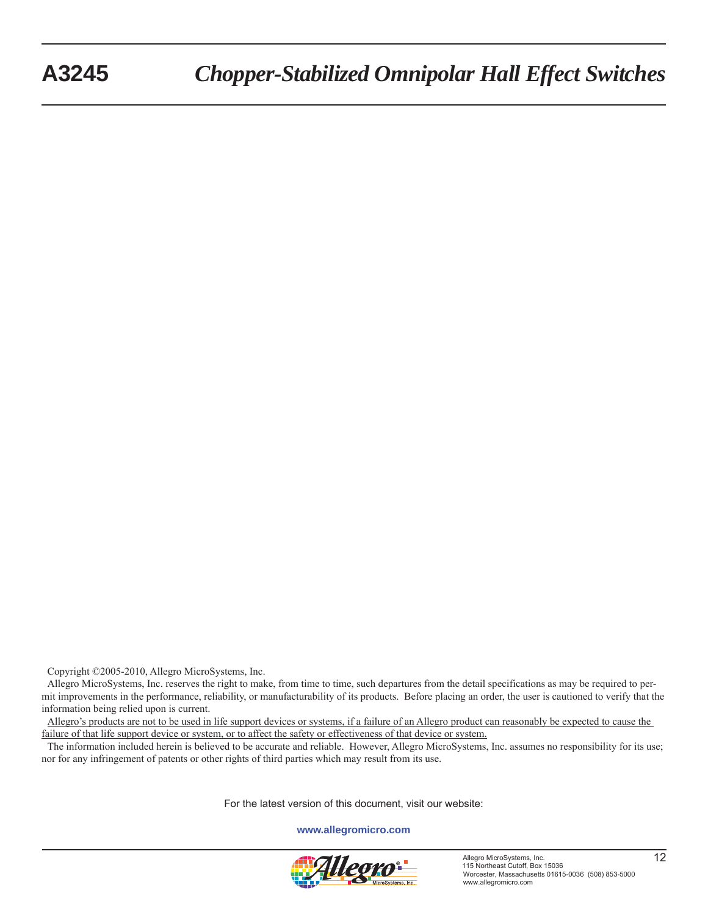Copyright ©2005-2010, Allegro MicroSystems, Inc.

Allegro MicroSystems, Inc. reserves the right to make, from time to time, such departures from the detail specifications as may be required to permit improvements in the performance, reliability, or manufacturability of its products. Before placing an order, the user is cautioned to verify that the information being relied upon is current.

Allegro's products are not to be used in life support devices or systems, if a failure of an Allegro product can reasonably be expected to cause the failure of that life support device or system, or to affect the safety or effectiveness of that device or system.

The information included herein is believed to be accurate and reliable. However, Allegro MicroSystems, Inc. assumes no responsibility for its use; nor for any infringement of patents or other rights of third parties which may result from its use.

For the latest version of this document, visit our website:

**www.allegromicro.com**